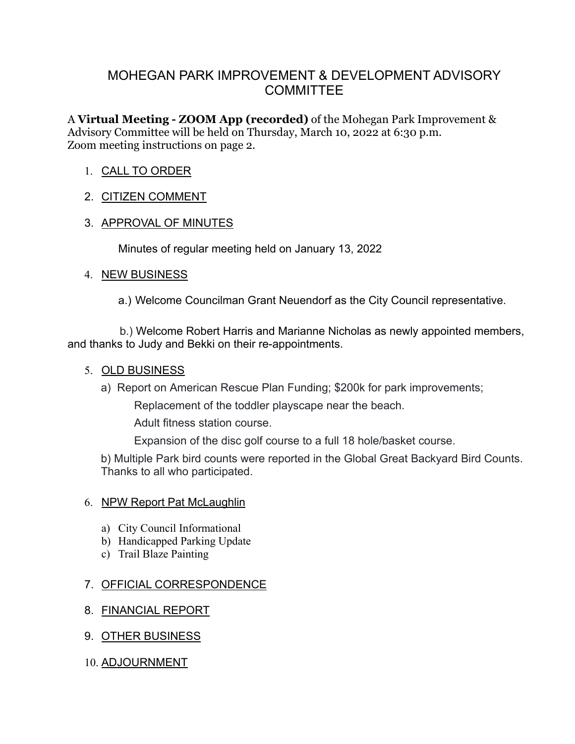# MOHEGAN PARK IMPROVEMENT & DEVELOPMENT ADVISORY COMMITTEE

A **Virtual Meeting - ZOOM App (recorded)** of the Mohegan Park Improvement & Advisory Committee will be held on Thursday, March 10, 2022 at 6:30 p.m.
Zoom meeting instructions on page 2.

1. CALL TO ORDER
2. CITIZEN COMMENT
3. APPROVAL OF MINUTES

   Minutes of regular meeting held on January 13, 2022

4. NEW BUSINESS

   a.) Welcome Councilman Grant Neuendorf as the City Council representative.

   b.) Welcome Robert Harris and Marianne Nicholas as newly appointed members, and thanks to Judy and Bekki on their re-appointments.

5. OLD BUSINESS

   a) Report on American Rescue Plan Funding; $200k for park improvements;

      Replacement of the toddler playscape near the beach.

      Adult fitness station course.

      Expansion of the disc golf course to a full 18 hole/basket course.

   b) Multiple Park bird counts were reported in the Global Great Backyard Bird Counts. Thanks to all who participated.

6. NPW Report Pat McLaughlin

   a) City Council Informational
   b) Handicapped Parking Update
   c) Trail Blaze Painting

7. OFFICIAL CORRESPONDENCE
8. FINANCIAL REPORT
9. OTHER BUSINESS
10. ADJOURNMENT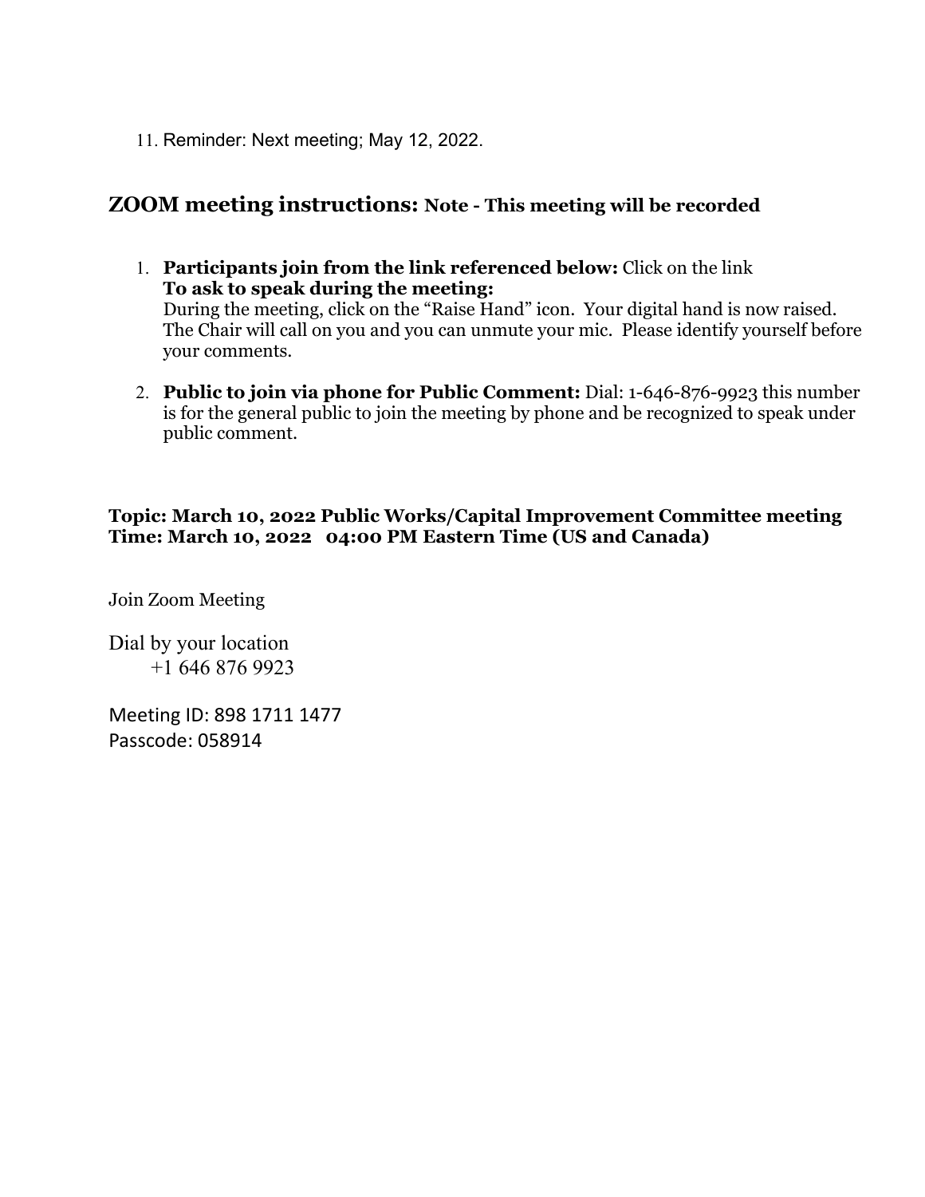11. Reminder: Next meeting; May 12, 2022.

## ZOOM meeting instructions: Note - This meeting will be recorded

1. **Participants join from the link referenced below:** Click on the link
   **To ask to speak during the meeting:**
   During the meeting, click on the "Raise Hand" icon. Your digital hand is now raised. The Chair will call on you and you can unmute your mic. Please identify yourself before your comments.

2. **Public to join via phone for Public Comment:** Dial: 1-646-876-9923 this number is for the general public to join the meeting by phone and be recognized to speak under public comment.

**Topic: March 10, 2022 Public Works/Capital Improvement Committee meeting**
**Time: March 10, 2022 04:00 PM Eastern Time (US and Canada)**

Join Zoom Meeting

Dial by your location
+1 646 876 9923

Meeting ID: 898 1711 1477
Passcode: 058914